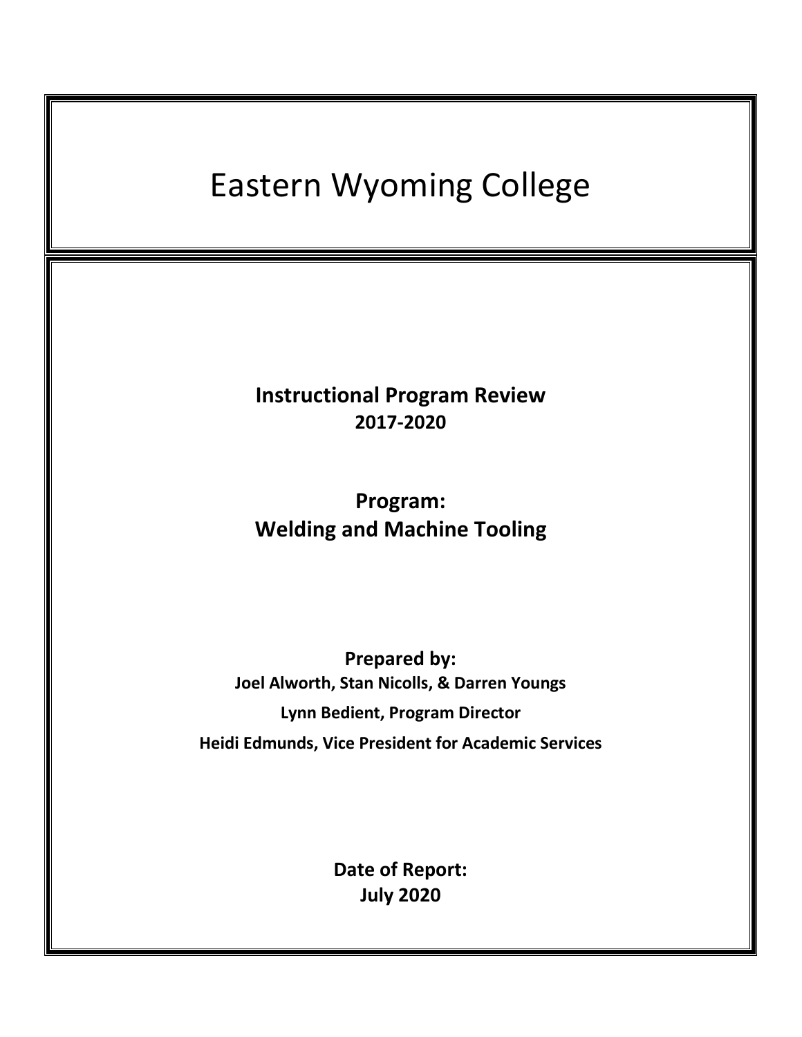# Eastern Wyoming College

**Instructional Program Review**
**2017-2020**

**Program:**
**Welding and Machine Tooling**

**Prepared by:**
**Joel Alworth, Stan Nicolls, & Darren Youngs**
**Lynn Bedient, Program Director**
**Heidi Edmunds, Vice President for Academic Services**

**Date of Report:**
**July 2020**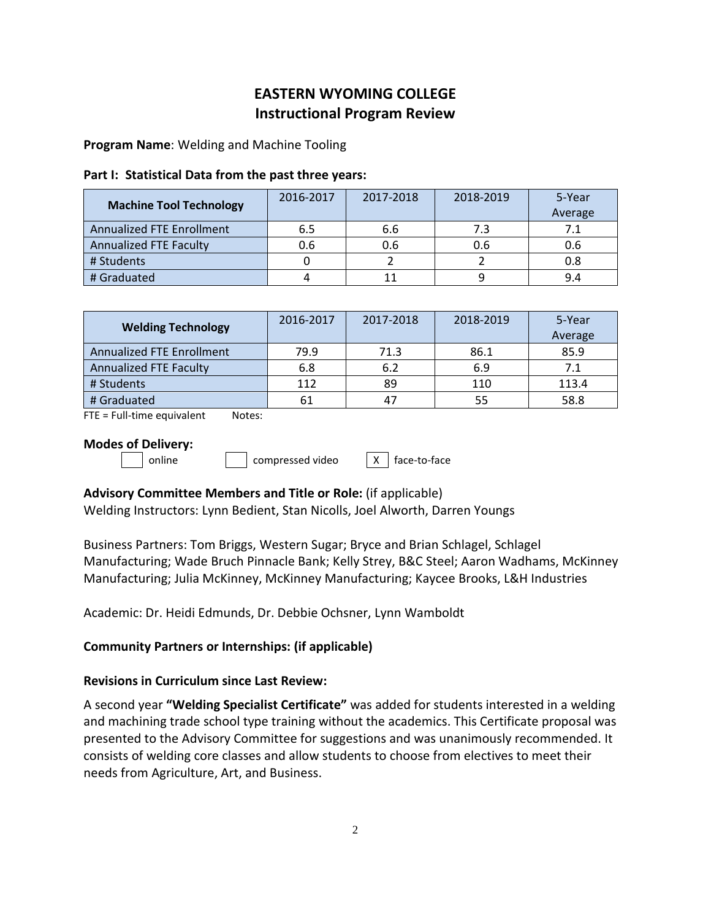# EASTERN WYOMING COLLEGE
## Instructional Program Review

**Program Name**: Welding and Machine Tooling

**Part I: Statistical Data from the past three years:**

| Machine Tool Technology | 2016-2017 | 2017-2018 | 2018-2019 | 5-Year Average |
|---|---|---|---|---|
| Annualized FTE Enrollment | 6.5 | 6.6 | 7.3 | 7.1 |
| Annualized FTE Faculty | 0.6 | 0.6 | 0.6 | 0.6 |
| # Students | 0 | 2 | 2 | 0.8 |
| # Graduated | 4 | 11 | 9 | 9.4 |

| Welding Technology | 2016-2017 | 2017-2018 | 2018-2019 | 5-Year Average |
|---|---|---|---|---|
| Annualized FTE Enrollment | 79.9 | 71.3 | 86.1 | 85.9 |
| Annualized FTE Faculty | 6.8 | 6.2 | 6.9 | 7.1 |
| # Students | 112 | 89 | 110 | 113.4 |
| # Graduated | 61 | 47 | 55 | 58.8 |

FTE = Full-time equivalent Notes:

**Modes of Delivery:**

[ ] online [ ] compressed video [X] face-to-face

**Advisory Committee Members and Title or Role:** (if applicable)
Welding Instructors: Lynn Bedient, Stan Nicolls, Joel Alworth, Darren Youngs

Business Partners: Tom Briggs, Western Sugar; Bryce and Brian Schlagel, Schlagel Manufacturing; Wade Bruch Pinnacle Bank; Kelly Strey, B&C Steel; Aaron Wadhams, McKinney Manufacturing; Julia McKinney, McKinney Manufacturing; Kaycee Brooks, L&H Industries

Academic: Dr. Heidi Edmunds, Dr. Debbie Ochsner, Lynn Wamboldt

**Community Partners or Internships: (if applicable)**

**Revisions in Curriculum since Last Review:**

A second year **"Welding Specialist Certificate"** was added for students interested in a welding and machining trade school type training without the academics. This Certificate proposal was presented to the Advisory Committee for suggestions and was unanimously recommended. It consists of welding core classes and allow students to choose from electives to meet their needs from Agriculture, Art, and Business.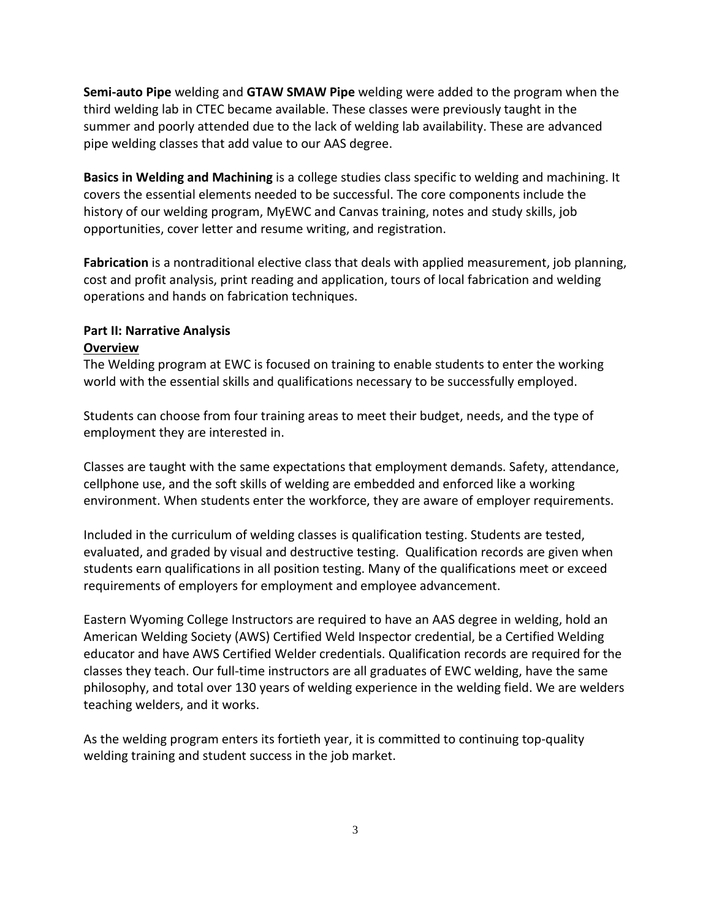**Semi-auto Pipe** welding and **GTAW SMAW Pipe** welding were added to the program when the third welding lab in CTEC became available. These classes were previously taught in the summer and poorly attended due to the lack of welding lab availability. These are advanced pipe welding classes that add value to our AAS degree.

**Basics in Welding and Machining** is a college studies class specific to welding and machining. It covers the essential elements needed to be successful. The core components include the history of our welding program, MyEWC and Canvas training, notes and study skills, job opportunities, cover letter and resume writing, and registration.

**Fabrication** is a nontraditional elective class that deals with applied measurement, job planning, cost and profit analysis, print reading and application, tours of local fabrication and welding operations and hands on fabrication techniques.

## Part II: Narrative Analysis

### Overview

The Welding program at EWC is focused on training to enable students to enter the working world with the essential skills and qualifications necessary to be successfully employed.

Students can choose from four training areas to meet their budget, needs, and the type of employment they are interested in.

Classes are taught with the same expectations that employment demands. Safety, attendance, cellphone use, and the soft skills of welding are embedded and enforced like a working environment. When students enter the workforce, they are aware of employer requirements.

Included in the curriculum of welding classes is qualification testing. Students are tested, evaluated, and graded by visual and destructive testing. Qualification records are given when students earn qualifications in all position testing. Many of the qualifications meet or exceed requirements of employers for employment and employee advancement.

Eastern Wyoming College Instructors are required to have an AAS degree in welding, hold an American Welding Society (AWS) Certified Weld Inspector credential, be a Certified Welding educator and have AWS Certified Welder credentials. Qualification records are required for the classes they teach. Our full-time instructors are all graduates of EWC welding, have the same philosophy, and total over 130 years of welding experience in the welding field. We are welders teaching welders, and it works.

As the welding program enters its fortieth year, it is committed to continuing top-quality welding training and student success in the job market.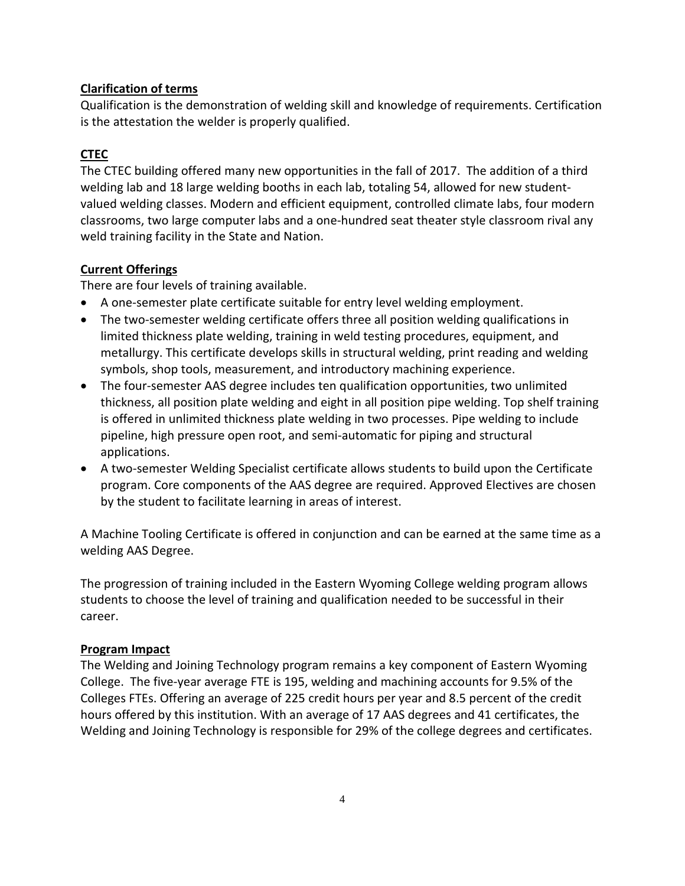## Clarification of terms

Qualification is the demonstration of welding skill and knowledge of requirements. Certification is the attestation the welder is properly qualified.

## CTEC

The CTEC building offered many new opportunities in the fall of 2017. The addition of a third welding lab and 18 large welding booths in each lab, totaling 54, allowed for new student-valued welding classes. Modern and efficient equipment, controlled climate labs, four modern classrooms, two large computer labs and a one-hundred seat theater style classroom rival any weld training facility in the State and Nation.

## Current Offerings

There are four levels of training available.

- A one-semester plate certificate suitable for entry level welding employment.
- The two-semester welding certificate offers three all position welding qualifications in limited thickness plate welding, training in weld testing procedures, equipment, and metallurgy. This certificate develops skills in structural welding, print reading and welding symbols, shop tools, measurement, and introductory machining experience.
- The four-semester AAS degree includes ten qualification opportunities, two unlimited thickness, all position plate welding and eight in all position pipe welding. Top shelf training is offered in unlimited thickness plate welding in two processes. Pipe welding to include pipeline, high pressure open root, and semi-automatic for piping and structural applications.
- A two-semester Welding Specialist certificate allows students to build upon the Certificate program. Core components of the AAS degree are required. Approved Electives are chosen by the student to facilitate learning in areas of interest.

A Machine Tooling Certificate is offered in conjunction and can be earned at the same time as a welding AAS Degree.

The progression of training included in the Eastern Wyoming College welding program allows students to choose the level of training and qualification needed to be successful in their career.

## Program Impact

The Welding and Joining Technology program remains a key component of Eastern Wyoming College. The five-year average FTE is 195, welding and machining accounts for 9.5% of the Colleges FTEs. Offering an average of 225 credit hours per year and 8.5 percent of the credit hours offered by this institution. With an average of 17 AAS degrees and 41 certificates, the Welding and Joining Technology is responsible for 29% of the college degrees and certificates.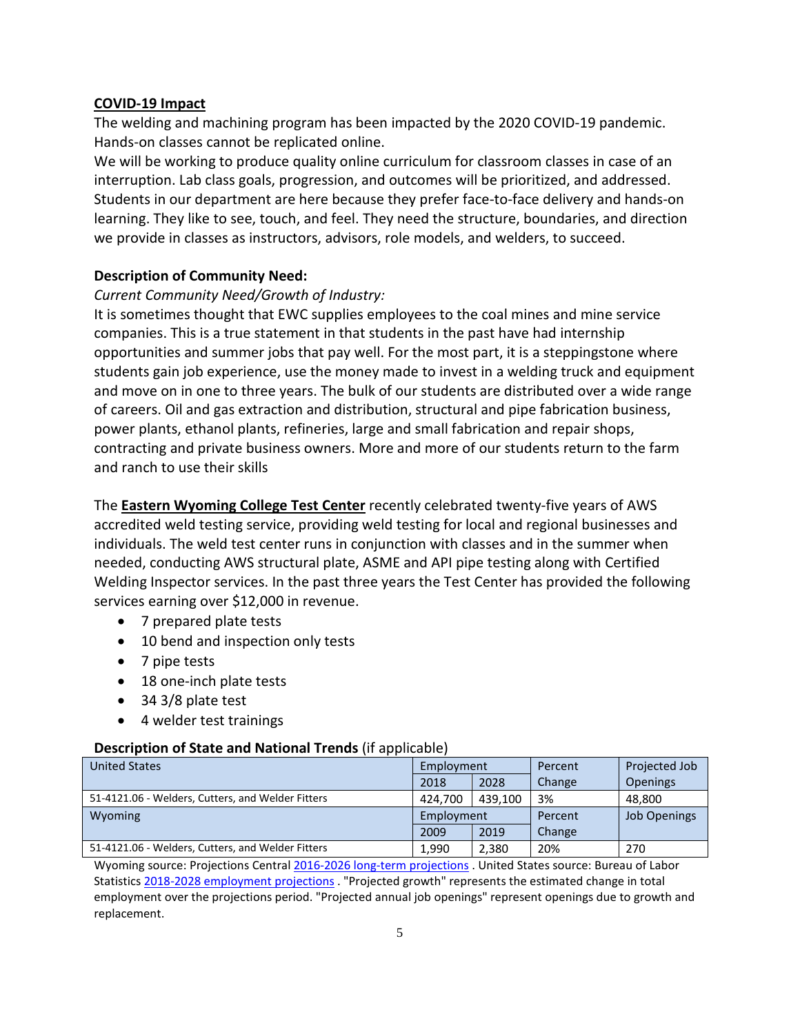**COVID-19 Impact**

The welding and machining program has been impacted by the 2020 COVID-19 pandemic. Hands-on classes cannot be replicated online.

We will be working to produce quality online curriculum for classroom classes in case of an interruption. Lab class goals, progression, and outcomes will be prioritized, and addressed. Students in our department are here because they prefer face-to-face delivery and hands-on learning. They like to see, touch, and feel. They need the structure, boundaries, and direction we provide in classes as instructors, advisors, role models, and welders, to succeed.

**Description of Community Need:**

*Current Community Need/Growth of Industry:*

It is sometimes thought that EWC supplies employees to the coal mines and mine service companies. This is a true statement in that students in the past have had internship opportunities and summer jobs that pay well. For the most part, it is a steppingstone where students gain job experience, use the money made to invest in a welding truck and equipment and move on in one to three years. The bulk of our students are distributed over a wide range of careers. Oil and gas extraction and distribution, structural and pipe fabrication business, power plants, ethanol plants, refineries, large and small fabrication and repair shops, contracting and private business owners. More and more of our students return to the farm and ranch to use their skills

The **Eastern Wyoming College Test Center** recently celebrated twenty-five years of AWS accredited weld testing service, providing weld testing for local and regional businesses and individuals. The weld test center runs in conjunction with classes and in the summer when needed, conducting AWS structural plate, ASME and API pipe testing along with Certified Welding Inspector services. In the past three years the Test Center has provided the following services earning over $12,000 in revenue.

- 7 prepared plate tests
- 10 bend and inspection only tests
- 7 pipe tests
- 18 one-inch plate tests
- 34 3/8 plate test
- 4 welder test trainings

**Description of State and National Trends** (if applicable)

| United States | Employment | | Percent Change | Projected Job Openings |
|---|---|---|---|---|
| | 2018 | 2028 | | |
| 51-4121.06 - Welders, Cutters, and Welder Fitters | 424,700 | 439,100 | 3% | 48,800 |
| **Wyoming** | **Employment** | | **Percent Change** | **Job Openings** |
| | 2009 | 2019 | | |
| 51-4121.06 - Welders, Cutters, and Welder Fitters | 1,990 | 2,380 | 20% | 270 |

Wyoming source: Projections Central 2016-2026 long-term projections . United States source: Bureau of Labor Statistics 2018-2028 employment projections . "Projected growth" represents the estimated change in total employment over the projections period. "Projected annual job openings" represent openings due to growth and replacement.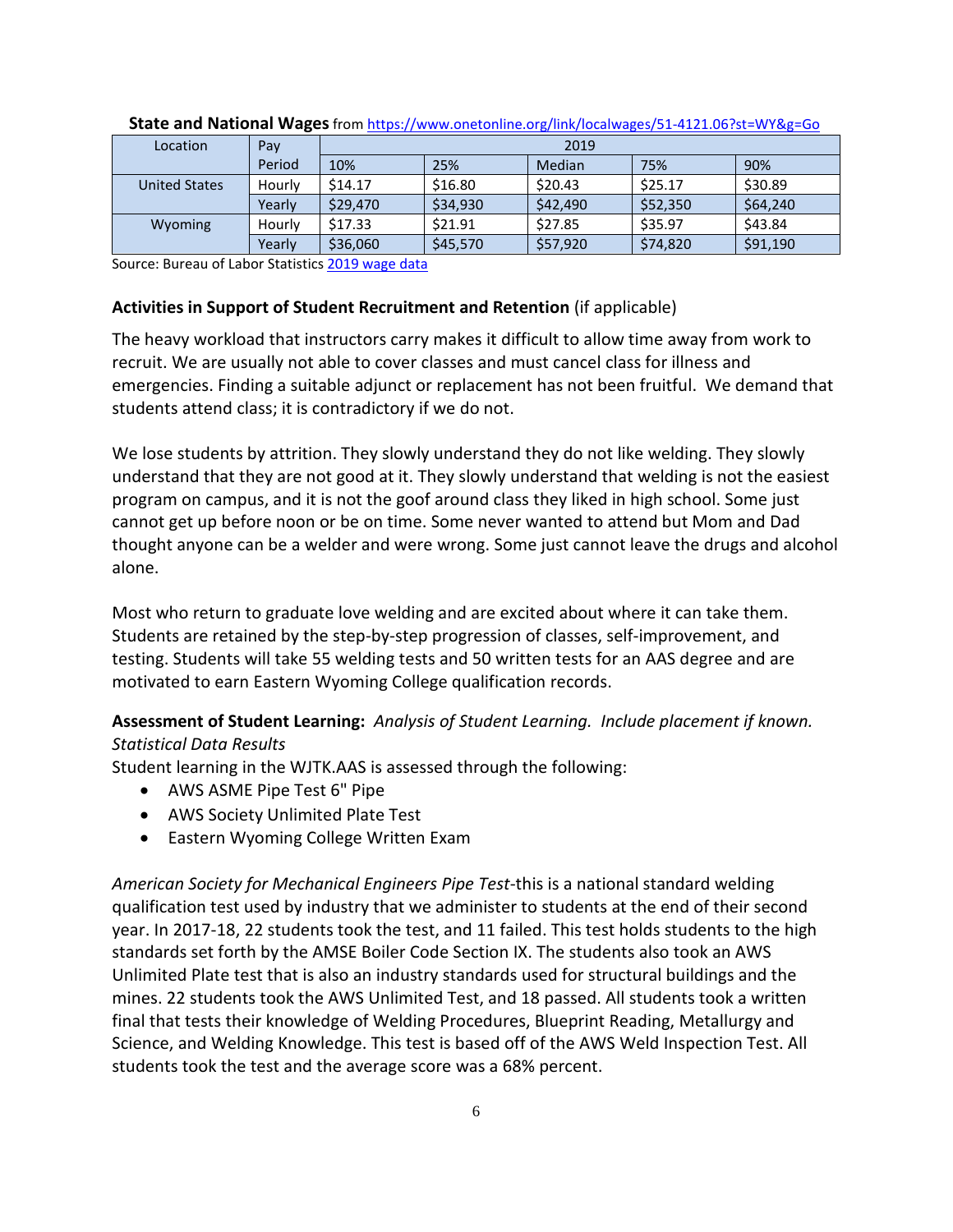**State and National Wages** from https://www.onetonline.org/link/localwages/51-4121.06?st=WY&g=Go

| Location | Pay Period | 2019 | | | | |
|---|---|---|---|---|---|---|
| | | 10% | 25% | Median | 75% | 90% |
| United States | Hourly | $14.17 | $16.80 | $20.43 | $25.17 | $30.89 |
| | Yearly | $29,470 | $34,930 | $42,490 | $52,350 | $64,240 |
| Wyoming | Hourly | $17.33 | $21.91 | $27.85 | $35.97 | $43.84 |
| | Yearly | $36,060 | $45,570 | $57,920 | $74,820 | $91,190 |

Source: Bureau of Labor Statistics 2019 wage data

**Activities in Support of Student Recruitment and Retention** (if applicable)

The heavy workload that instructors carry makes it difficult to allow time away from work to recruit. We are usually not able to cover classes and must cancel class for illness and emergencies. Finding a suitable adjunct or replacement has not been fruitful. We demand that students attend class; it is contradictory if we do not.

We lose students by attrition. They slowly understand they do not like welding. They slowly understand that they are not good at it. They slowly understand that welding is not the easiest program on campus, and it is not the goof around class they liked in high school. Some just cannot get up before noon or be on time. Some never wanted to attend but Mom and Dad thought anyone can be a welder and were wrong. Some just cannot leave the drugs and alcohol alone.

Most who return to graduate love welding and are excited about where it can take them. Students are retained by the step-by-step progression of classes, self-improvement, and testing. Students will take 55 welding tests and 50 written tests for an AAS degree and are motivated to earn Eastern Wyoming College qualification records.

**Assessment of Student Learning:** *Analysis of Student Learning. Include placement if known. Statistical Data Results*

Student learning in the WJTK.AAS is assessed through the following:

- AWS ASME Pipe Test 6" Pipe
- AWS Society Unlimited Plate Test
- Eastern Wyoming College Written Exam

*American Society for Mechanical Engineers Pipe Test*-this is a national standard welding qualification test used by industry that we administer to students at the end of their second year. In 2017-18, 22 students took the test, and 11 failed. This test holds students to the high standards set forth by the AMSE Boiler Code Section IX. The students also took an AWS Unlimited Plate test that is also an industry standards used for structural buildings and the mines. 22 students took the AWS Unlimited Test, and 18 passed. All students took a written final that tests their knowledge of Welding Procedures, Blueprint Reading, Metallurgy and Science, and Welding Knowledge. This test is based off of the AWS Weld Inspection Test. All students took the test and the average score was a 68% percent.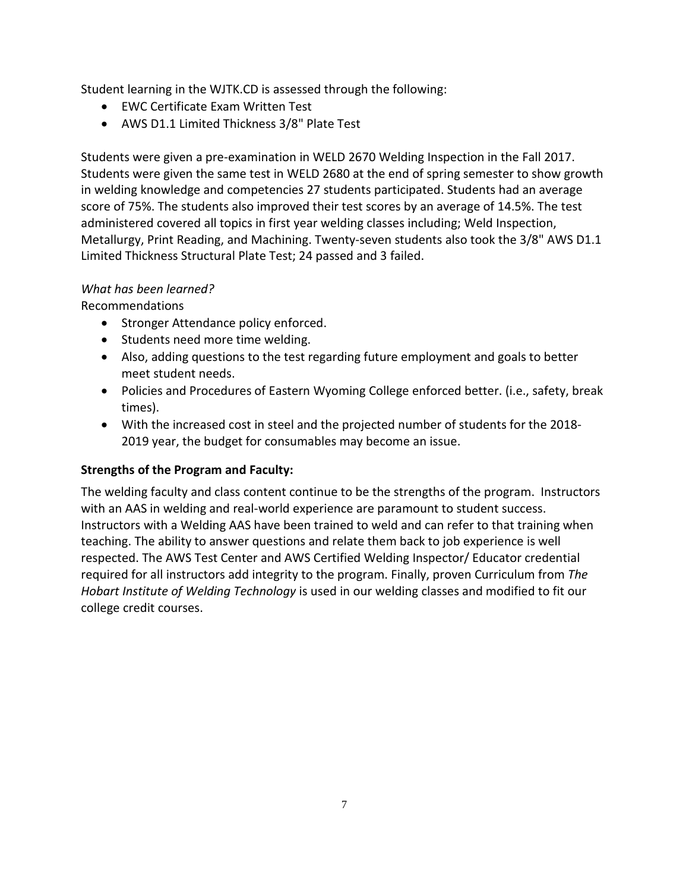Student learning in the WJTK.CD is assessed through the following:

- EWC Certificate Exam Written Test
- AWS D1.1 Limited Thickness 3/8" Plate Test

Students were given a pre-examination in WELD 2670 Welding Inspection in the Fall 2017. Students were given the same test in WELD 2680 at the end of spring semester to show growth in welding knowledge and competencies 27 students participated. Students had an average score of 75%. The students also improved their test scores by an average of 14.5%. The test administered covered all topics in first year welding classes including; Weld Inspection, Metallurgy, Print Reading, and Machining. Twenty-seven students also took the 3/8" AWS D1.1 Limited Thickness Structural Plate Test; 24 passed and 3 failed.

*What has been learned?*

Recommendations

- Stronger Attendance policy enforced.
- Students need more time welding.
- Also, adding questions to the test regarding future employment and goals to better meet student needs.
- Policies and Procedures of Eastern Wyoming College enforced better. (i.e., safety, break times).
- With the increased cost in steel and the projected number of students for the 2018-2019 year, the budget for consumables may become an issue.

**Strengths of the Program and Faculty:**

The welding faculty and class content continue to be the strengths of the program. Instructors with an AAS in welding and real-world experience are paramount to student success. Instructors with a Welding AAS have been trained to weld and can refer to that training when teaching. The ability to answer questions and relate them back to job experience is well respected. The AWS Test Center and AWS Certified Welding Inspector/ Educator credential required for all instructors add integrity to the program. Finally, proven Curriculum from *The Hobart Institute of Welding Technology* is used in our welding classes and modified to fit our college credit courses.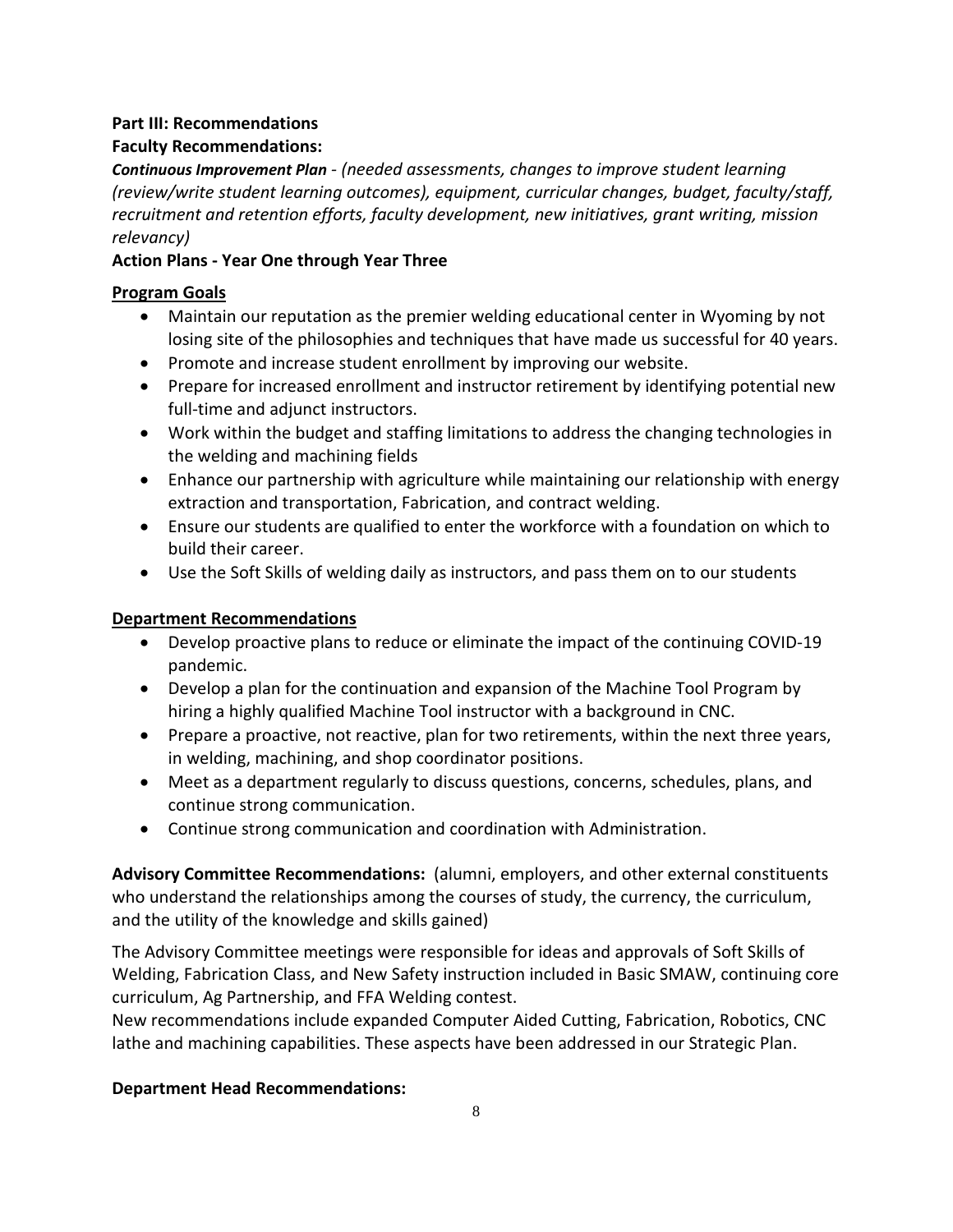**Part III: Recommendations**

**Faculty Recommendations:**

***Continuous Improvement Plan*** *- (needed assessments, changes to improve student learning (review/write student learning outcomes), equipment, curricular changes, budget, faculty/staff, recruitment and retention efforts, faculty development, new initiatives, grant writing, mission relevancy)*

**Action Plans - Year One through Year Three**

**Program Goals**

- Maintain our reputation as the premier welding educational center in Wyoming by not losing site of the philosophies and techniques that have made us successful for 40 years.
- Promote and increase student enrollment by improving our website.
- Prepare for increased enrollment and instructor retirement by identifying potential new full-time and adjunct instructors.
- Work within the budget and staffing limitations to address the changing technologies in the welding and machining fields
- Enhance our partnership with agriculture while maintaining our relationship with energy extraction and transportation, Fabrication, and contract welding.
- Ensure our students are qualified to enter the workforce with a foundation on which to build their career.
- Use the Soft Skills of welding daily as instructors, and pass them on to our students

**Department Recommendations**

- Develop proactive plans to reduce or eliminate the impact of the continuing COVID-19 pandemic.
- Develop a plan for the continuation and expansion of the Machine Tool Program by hiring a highly qualified Machine Tool instructor with a background in CNC.
- Prepare a proactive, not reactive, plan for two retirements, within the next three years, in welding, machining, and shop coordinator positions.
- Meet as a department regularly to discuss questions, concerns, schedules, plans, and continue strong communication.
- Continue strong communication and coordination with Administration.

**Advisory Committee Recommendations:** (alumni, employers, and other external constituents who understand the relationships among the courses of study, the currency, the curriculum, and the utility of the knowledge and skills gained)

The Advisory Committee meetings were responsible for ideas and approvals of Soft Skills of Welding, Fabrication Class, and New Safety instruction included in Basic SMAW, continuing core curriculum, Ag Partnership, and FFA Welding contest.

New recommendations include expanded Computer Aided Cutting, Fabrication, Robotics, CNC lathe and machining capabilities. These aspects have been addressed in our Strategic Plan.

**Department Head Recommendations:**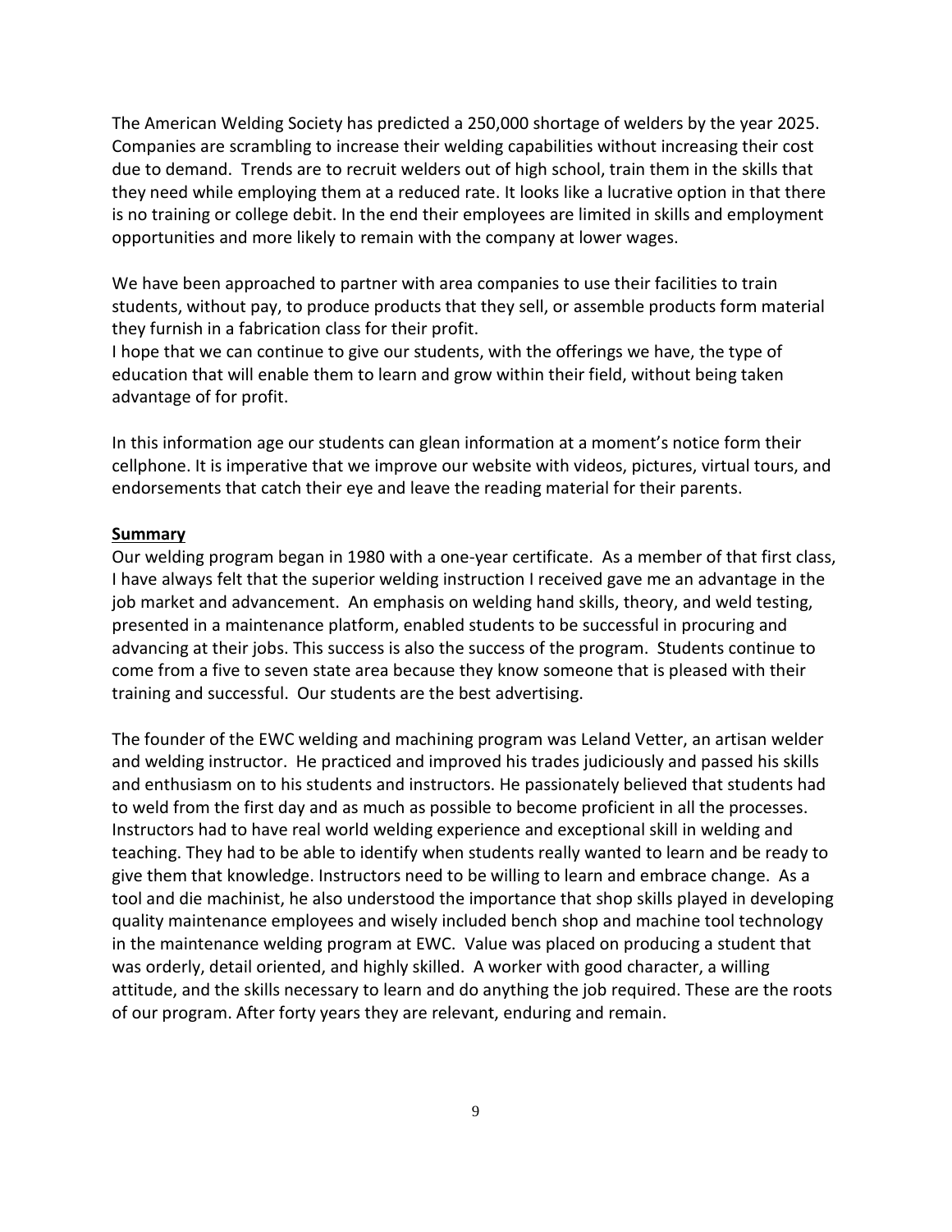The American Welding Society has predicted a 250,000 shortage of welders by the year 2025. Companies are scrambling to increase their welding capabilities without increasing their cost due to demand. Trends are to recruit welders out of high school, train them in the skills that they need while employing them at a reduced rate. It looks like a lucrative option in that there is no training or college debit. In the end their employees are limited in skills and employment opportunities and more likely to remain with the company at lower wages.

We have been approached to partner with area companies to use their facilities to train students, without pay, to produce products that they sell, or assemble products form material they furnish in a fabrication class for their profit.
I hope that we can continue to give our students, with the offerings we have, the type of education that will enable them to learn and grow within their field, without being taken advantage of for profit.

In this information age our students can glean information at a moment's notice form their cellphone. It is imperative that we improve our website with videos, pictures, virtual tours, and endorsements that catch their eye and leave the reading material for their parents.

## Summary

Our welding program began in 1980 with a one-year certificate. As a member of that first class, I have always felt that the superior welding instruction I received gave me an advantage in the job market and advancement. An emphasis on welding hand skills, theory, and weld testing, presented in a maintenance platform, enabled students to be successful in procuring and advancing at their jobs. This success is also the success of the program. Students continue to come from a five to seven state area because they know someone that is pleased with their training and successful. Our students are the best advertising.

The founder of the EWC welding and machining program was Leland Vetter, an artisan welder and welding instructor. He practiced and improved his trades judiciously and passed his skills and enthusiasm on to his students and instructors. He passionately believed that students had to weld from the first day and as much as possible to become proficient in all the processes. Instructors had to have real world welding experience and exceptional skill in welding and teaching. They had to be able to identify when students really wanted to learn and be ready to give them that knowledge. Instructors need to be willing to learn and embrace change. As a tool and die machinist, he also understood the importance that shop skills played in developing quality maintenance employees and wisely included bench shop and machine tool technology in the maintenance welding program at EWC. Value was placed on producing a student that was orderly, detail oriented, and highly skilled. A worker with good character, a willing attitude, and the skills necessary to learn and do anything the job required. These are the roots of our program. After forty years they are relevant, enduring and remain.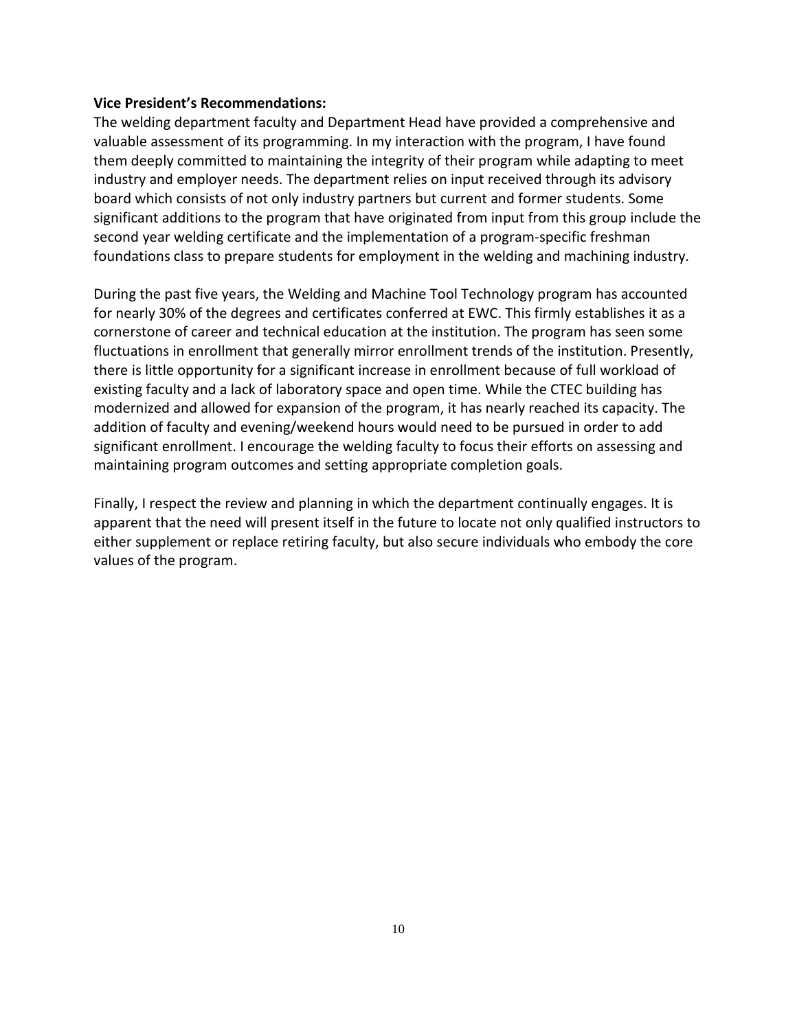**Vice President's Recommendations:**

The welding department faculty and Department Head have provided a comprehensive and valuable assessment of its programming. In my interaction with the program, I have found them deeply committed to maintaining the integrity of their program while adapting to meet industry and employer needs. The department relies on input received through its advisory board which consists of not only industry partners but current and former students. Some significant additions to the program that have originated from input from this group include the second year welding certificate and the implementation of a program-specific freshman foundations class to prepare students for employment in the welding and machining industry.

During the past five years, the Welding and Machine Tool Technology program has accounted for nearly 30% of the degrees and certificates conferred at EWC. This firmly establishes it as a cornerstone of career and technical education at the institution. The program has seen some fluctuations in enrollment that generally mirror enrollment trends of the institution. Presently, there is little opportunity for a significant increase in enrollment because of full workload of existing faculty and a lack of laboratory space and open time. While the CTEC building has modernized and allowed for expansion of the program, it has nearly reached its capacity. The addition of faculty and evening/weekend hours would need to be pursued in order to add significant enrollment. I encourage the welding faculty to focus their efforts on assessing and maintaining program outcomes and setting appropriate completion goals.

Finally, I respect the review and planning in which the department continually engages. It is apparent that the need will present itself in the future to locate not only qualified instructors to either supplement or replace retiring faculty, but also secure individuals who embody the core values of the program.